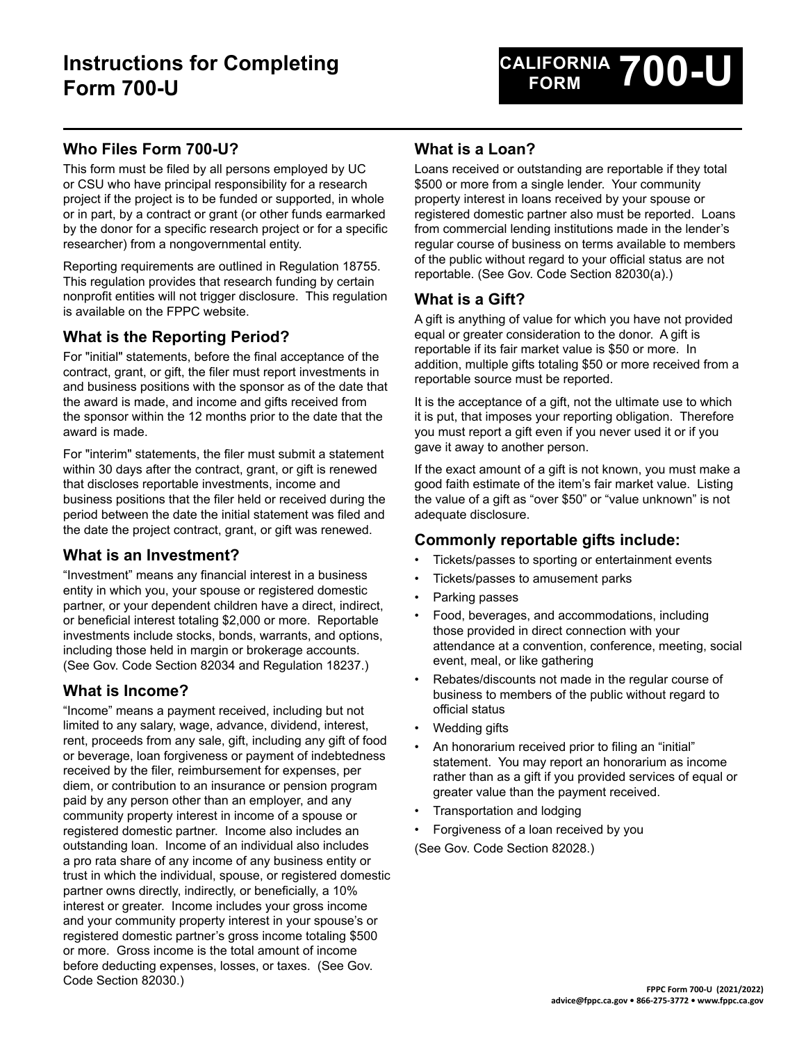# Instructions for Completing Form 700-U

**CALIFORNIA FORM 700-U**

## Who Files Form 700-U?

This form must be filed by all persons employed by UC or CSU who have principal responsibility for a research project if the project is to be funded or supported, in whole or in part, by a contract or grant (or other funds earmarked by the donor for a specific research project or for a specific researcher) from a nongovernmental entity.

Reporting requirements are outlined in Regulation 18755. This regulation provides that research funding by certain nonprofit entities will not trigger disclosure. This regulation is available on the FPPC website.

## What is the Reporting Period?

For "initial" statements, before the final acceptance of the contract, grant, or gift, the filer must report investments in and business positions with the sponsor as of the date that the award is made, and income and gifts received from the sponsor within the 12 months prior to the date that the award is made.

For "interim" statements, the filer must submit a statement within 30 days after the contract, grant, or gift is renewed that discloses reportable investments, income and business positions that the filer held or received during the period between the date the initial statement was filed and the date the project contract, grant, or gift was renewed.

## What is an Investment?

"Investment" means any financial interest in a business entity in which you, your spouse or registered domestic partner, or your dependent children have a direct, indirect, or beneficial interest totaling $2,000 or more. Reportable investments include stocks, bonds, warrants, and options, including those held in margin or brokerage accounts. (See Gov. Code Section 82034 and Regulation 18237.)

## What is Income?

"Income" means a payment received, including but not limited to any salary, wage, advance, dividend, interest, rent, proceeds from any sale, gift, including any gift of food or beverage, loan forgiveness or payment of indebtedness received by the filer, reimbursement for expenses, per diem, or contribution to an insurance or pension program paid by any person other than an employer, and any community property interest in income of a spouse or registered domestic partner. Income also includes an outstanding loan. Income of an individual also includes a pro rata share of any income of any business entity or trust in which the individual, spouse, or registered domestic partner owns directly, indirectly, or beneficially, a 10% interest or greater. Income includes your gross income and your community property interest in your spouse's or registered domestic partner's gross income totaling $500 or more. Gross income is the total amount of income before deducting expenses, losses, or taxes. (See Gov. Code Section 82030.)

## What is a Loan?

Loans received or outstanding are reportable if they total $500 or more from a single lender. Your community property interest in loans received by your spouse or registered domestic partner also must be reported. Loans from commercial lending institutions made in the lender's regular course of business on terms available to members of the public without regard to your official status are not reportable. (See Gov. Code Section 82030(a).)

## What is a Gift?

A gift is anything of value for which you have not provided equal or greater consideration to the donor. A gift is reportable if its fair market value is $50 or more. In addition, multiple gifts totaling $50 or more received from a reportable source must be reported.

It is the acceptance of a gift, not the ultimate use to which it is put, that imposes your reporting obligation. Therefore you must report a gift even if you never used it or if you gave it away to another person.

If the exact amount of a gift is not known, you must make a good faith estimate of the item's fair market value. Listing the value of a gift as "over $50" or "value unknown" is not adequate disclosure.

## Commonly reportable gifts include:

- Tickets/passes to sporting or entertainment events
- Tickets/passes to amusement parks
- Parking passes
- Food, beverages, and accommodations, including those provided in direct connection with your attendance at a convention, conference, meeting, social event, meal, or like gathering
- Rebates/discounts not made in the regular course of business to members of the public without regard to official status
- Wedding gifts
- An honorarium received prior to filing an "initial" statement. You may report an honorarium as income rather than as a gift if you provided services of equal or greater value than the payment received.
- Transportation and lodging
- Forgiveness of a loan received by you

(See Gov. Code Section 82028.)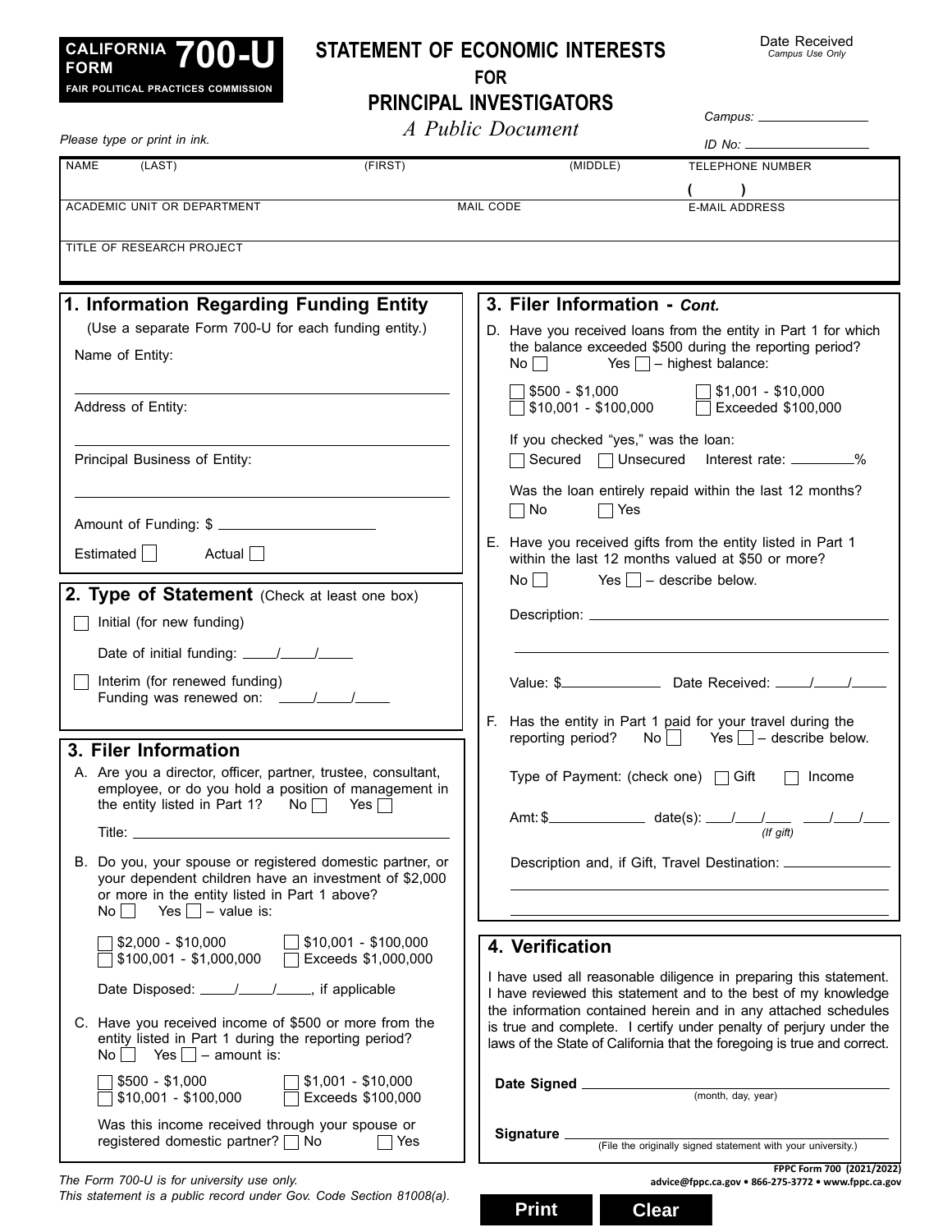**CALIFORNIA FORM 700-U**
**FAIR POLITICAL PRACTICES COMMISSION**

# STATEMENT OF ECONOMIC INTERESTS FOR PRINCIPAL INVESTIGATORS

*A Public Document*

Date Received
*Campus Use Only*

Campus: ______________

ID No: ______________

*Please type or print in ink.*

| NAME (LAST) | (FIRST) | (MIDDLE) | TELEPHONE NUMBER ( ) |
|---|---|---|---|
| ACADEMIC UNIT OR DEPARTMENT | | MAIL CODE | E-MAIL ADDRESS |
| TITLE OF RESEARCH PROJECT | | | |

## 1. Information Regarding Funding Entity

(Use a separate Form 700-U for each funding entity.)

Name of Entity:

______________________________

Address of Entity:

______________________________

Principal Business of Entity:

______________________________

Amount of Funding: $ ______________

Estimated ☐ Actual ☐

## 2. Type of Statement (Check at least one box)

☐ Initial (for new funding)

Date of initial funding: ____/____/____

☐ Interim (for renewed funding)
Funding was renewed on: ____/____/____

## 3. Filer Information

A. Are you a director, officer, partner, trustee, consultant, employee, or do you hold a position of management in the entity listed in Part 1? No ☐ Yes ☐

Title: ______________________________

B. Do you, your spouse or registered domestic partner, or your dependent children have an investment of $2,000 or more in the entity listed in Part 1 above?
No ☐ Yes ☐ – value is:

☐ $2,000 - $10,000 ☐ $10,001 - $100,000
☐ $100,001 - $1,000,000 ☐ Exceeds $1,000,000

Date Disposed: ____/____/____, if applicable

C. Have you received income of $500 or more from the entity listed in Part 1 during the reporting period?
No ☐ Yes ☐ – amount is:

☐ $500 - $1,000 ☐ $1,001 - $10,000
☐ $10,001 - $100,000 ☐ Exceeds $100,000

Was this income received through your spouse or registered domestic partner? ☐ No ☐ Yes

## 3. Filer Information - *Cont.*

D. Have you received loans from the entity in Part 1 for which the balance exceeded $500 during the reporting period?
No ☐ Yes ☐ – highest balance:

☐ $500 - $1,000 ☐ $1,001 - $10,000
☐ $10,001 - $100,000 ☐ Exceeded $100,000

If you checked "yes," was the loan:
☐ Secured ☐ Unsecured Interest rate: ________%

Was the loan entirely repaid within the last 12 months?
☐ No ☐ Yes

E. Have you received gifts from the entity listed in Part 1 within the last 12 months valued at $50 or more?
No ☐ Yes ☐ – describe below.

Description: ______________________________

______________________________

Value: $____________ Date Received: ____/____/____

F. Has the entity in Part 1 paid for your travel during the reporting period? No ☐ Yes ☐ – describe below.

Type of Payment: (check one) ☐ Gift ☐ Income

Amt: $____________ date(s): ___/___/___ ___/___/___
*(If gift)*

Description and, if Gift, Travel Destination: ______________

______________________________

______________________________

## 4. Verification

I have used all reasonable diligence in preparing this statement. I have reviewed this statement and to the best of my knowledge the information contained herein and in any attached schedules is true and complete. I certify under penalty of perjury under the laws of the State of California that the foregoing is true and correct.

**Date Signed** ______________________________
(month, day, year)

**Signature** ______________________________
(File the originally signed statement with your university.)

*The Form 700-U is for university use only.*
*This statement is a public record under Gov. Code Section 81008(a).*

FPPC Form 700 (2021/2022)
advice@fppc.ca.gov • 866-275-3772 • www.fppc.ca.gov

Print Clear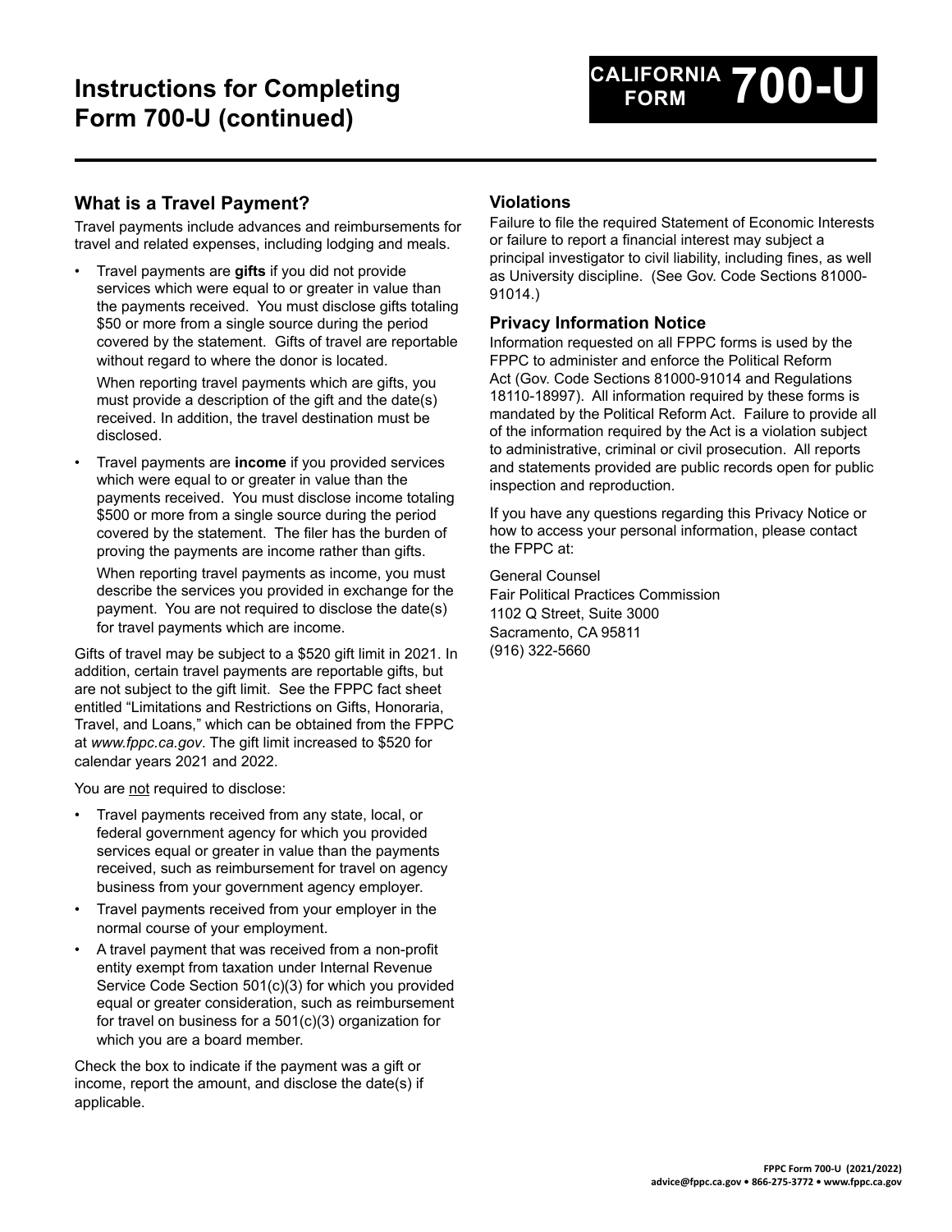# Instructions for Completing Form 700-U (continued)

**CALIFORNIA FORM 700-U**

## What is a Travel Payment?

Travel payments include advances and reimbursements for travel and related expenses, including lodging and meals.

- Travel payments are **gifts** if you did not provide services which were equal to or greater in value than the payments received. You must disclose gifts totaling \$50 or more from a single source during the period covered by the statement. Gifts of travel are reportable without regard to where the donor is located.

  When reporting travel payments which are gifts, you must provide a description of the gift and the date(s) received. In addition, the travel destination must be disclosed.

- Travel payments are **income** if you provided services which were equal to or greater in value than the payments received. You must disclose income totaling \$500 or more from a single source during the period covered by the statement. The filer has the burden of proving the payments are income rather than gifts.

  When reporting travel payments as income, you must describe the services you provided in exchange for the payment. You are not required to disclose the date(s) for travel payments which are income.

Gifts of travel may be subject to a \$520 gift limit in 2021. In addition, certain travel payments are reportable gifts, but are not subject to the gift limit. See the FPPC fact sheet entitled "Limitations and Restrictions on Gifts, Honoraria, Travel, and Loans," which can be obtained from the FPPC at *www.fppc.ca.gov*. The gift limit increased to \$520 for calendar years 2021 and 2022.

You are <u>not</u> required to disclose:

- Travel payments received from any state, local, or federal government agency for which you provided services equal or greater in value than the payments received, such as reimbursement for travel on agency business from your government agency employer.
- Travel payments received from your employer in the normal course of your employment.
- A travel payment that was received from a non-profit entity exempt from taxation under Internal Revenue Service Code Section 501(c)(3) for which you provided equal or greater consideration, such as reimbursement for travel on business for a 501(c)(3) organization for which you are a board member.

Check the box to indicate if the payment was a gift or income, report the amount, and disclose the date(s) if applicable.

### Violations

Failure to file the required Statement of Economic Interests or failure to report a financial interest may subject a principal investigator to civil liability, including fines, as well as University discipline. (See Gov. Code Sections 81000-91014.)

### Privacy Information Notice

Information requested on all FPPC forms is used by the FPPC to administer and enforce the Political Reform Act (Gov. Code Sections 81000-91014 and Regulations 18110-18997). All information required by these forms is mandated by the Political Reform Act. Failure to provide all of the information required by the Act is a violation subject to administrative, criminal or civil prosecution. All reports and statements provided are public records open for public inspection and reproduction.

If you have any questions regarding this Privacy Notice or how to access your personal information, please contact the FPPC at:

General Counsel
Fair Political Practices Commission
1102 Q Street, Suite 3000
Sacramento, CA 95811
(916) 322-5660